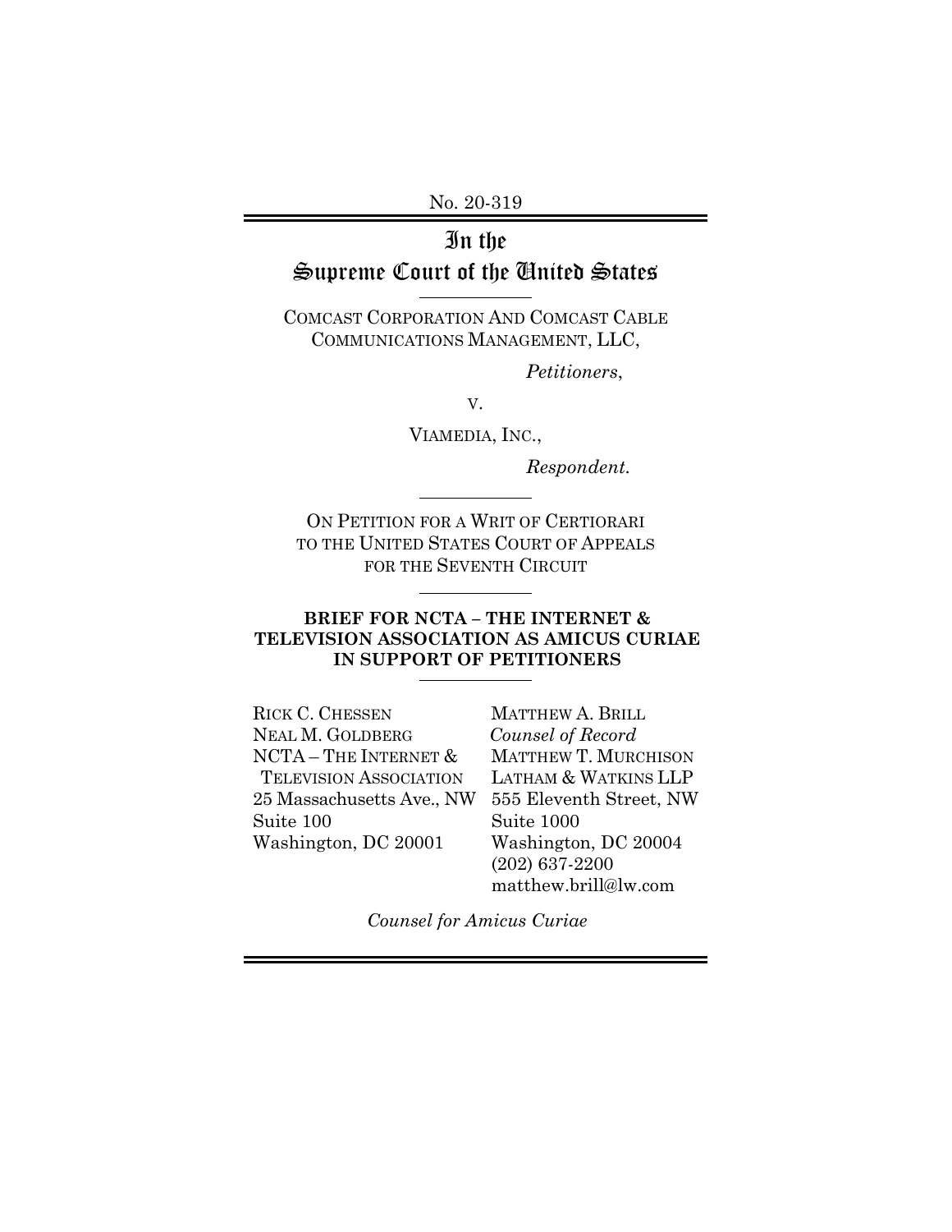No. 20-319

# In the Supreme Court of the United States

COMCAST CORPORATION AND COMCAST CABLE COMMUNICATIONS MANAGEMENT, LLC,

*Petitioners*,

v.

VIAMEDIA, INC.,

*Respondent*.

ON PETITION FOR A WRIT OF CERTIORARI TO THE UNITED STATES COURT OF APPEALS FOR THE SEVENTH CIRCUIT

**BRIEF FOR NCTA – THE INTERNET & TELEVISION ASSOCIATION AS AMICUS CURIAE IN SUPPORT OF PETITIONERS**

RICK C. CHESSEN
NEAL M. GOLDBERG
NCTA – THE INTERNET & TELEVISION ASSOCIATION
25 Massachusetts Ave., NW
Suite 100
Washington, DC 20001

MATTHEW A. BRILL
*Counsel of Record*
MATTHEW T. MURCHISON
LATHAM & WATKINS LLP
555 Eleventh Street, NW
Suite 1000
Washington, DC 20004
(202) 637-2200
matthew.brill@lw.com

*Counsel for Amicus Curiae*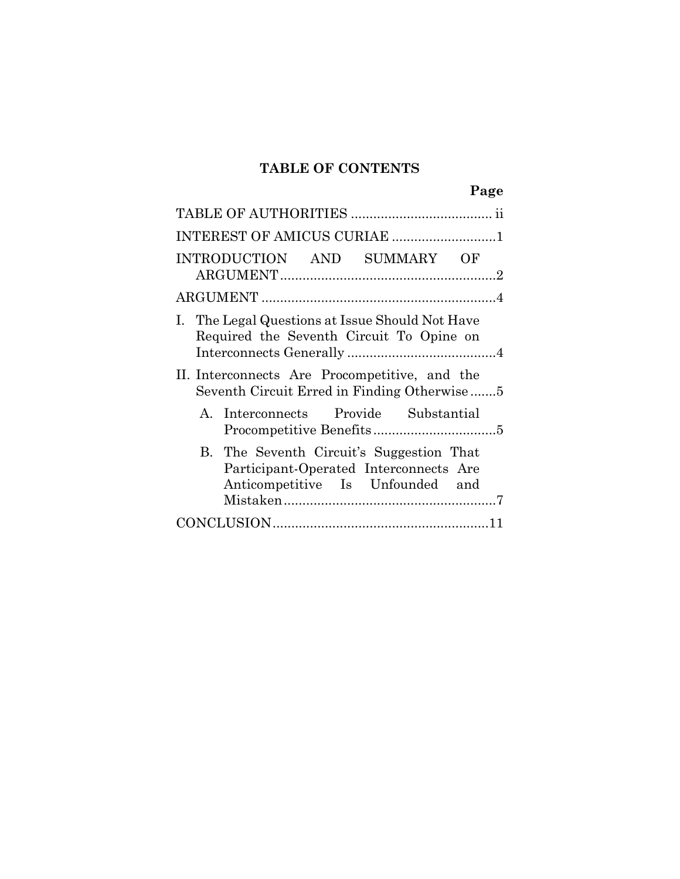## TABLE OF CONTENTS

| | Page |
|---|---|
| TABLE OF AUTHORITIES | ii |
| INTEREST OF AMICUS CURIAE | 1 |
| INTRODUCTION AND SUMMARY OF ARGUMENT | 2 |
| ARGUMENT | 4 |
| I. The Legal Questions at Issue Should Not Have Required the Seventh Circuit To Opine on Interconnects Generally | 4 |
| II. Interconnects Are Procompetitive, and the Seventh Circuit Erred in Finding Otherwise | 5 |
| A. Interconnects Provide Substantial Procompetitive Benefits | 5 |
| B. The Seventh Circuit's Suggestion That Participant-Operated Interconnects Are Anticompetitive Is Unfounded and Mistaken | 7 |
| CONCLUSION | 11 |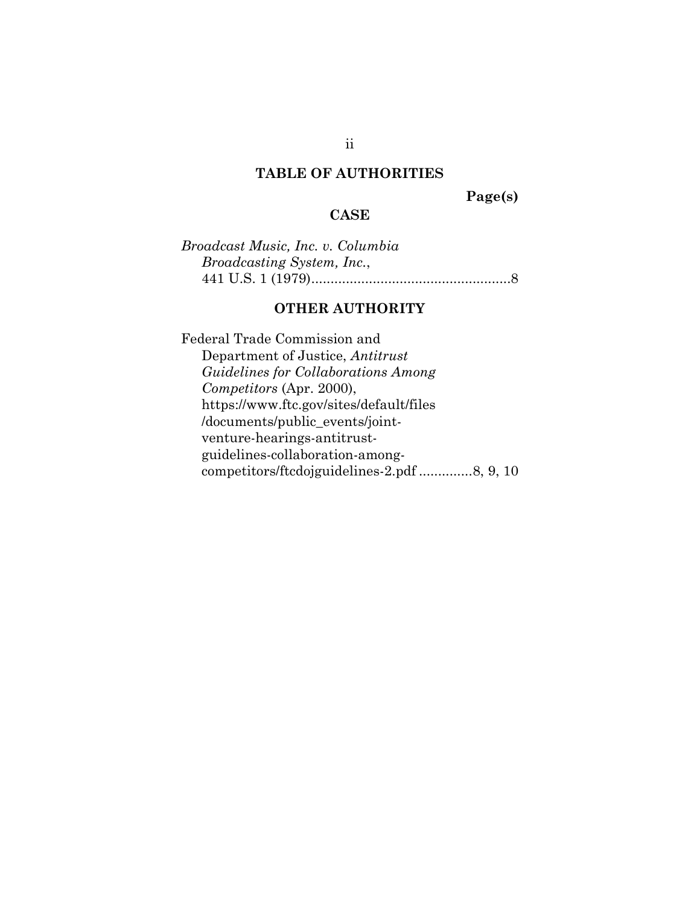# TABLE OF AUTHORITIES

**Page(s)**

## CASE

*Broadcast Music, Inc. v. Columbia Broadcasting System, Inc.*, 441 U.S. 1 (1979)....................................................8

## OTHER AUTHORITY

Federal Trade Commission and Department of Justice, *Antitrust Guidelines for Collaborations Among Competitors* (Apr. 2000), https://www.ftc.gov/sites/default/files/documents/public_events/joint-venture-hearings-antitrust-guidelines-collaboration-among-competitors/ftcdojguidelines-2.pdf .............8, 9, 10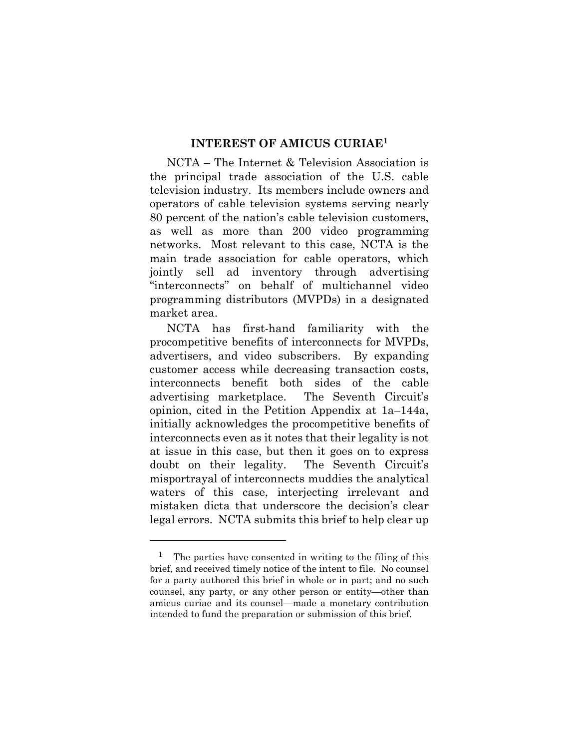## INTEREST OF AMICUS CURIAE[1]

NCTA – The Internet & Television Association is the principal trade association of the U.S. cable television industry. Its members include owners and operators of cable television systems serving nearly 80 percent of the nation's cable television customers, as well as more than 200 video programming networks. Most relevant to this case, NCTA is the main trade association for cable operators, which jointly sell ad inventory through advertising "interconnects" on behalf of multichannel video programming distributors (MVPDs) in a designated market area.

NCTA has first-hand familiarity with the procompetitive benefits of interconnects for MVPDs, advertisers, and video subscribers. By expanding customer access while decreasing transaction costs, interconnects benefit both sides of the cable advertising marketplace. The Seventh Circuit's opinion, cited in the Petition Appendix at 1a–144a, initially acknowledges the procompetitive benefits of interconnects even as it notes that their legality is not at issue in this case, but then it goes on to express doubt on their legality. The Seventh Circuit's misportrayal of interconnects muddies the analytical waters of this case, interjecting irrelevant and mistaken dicta that underscore the decision's clear legal errors. NCTA submits this brief to help clear up

---

[1] The parties have consented in writing to the filing of this brief, and received timely notice of the intent to file. No counsel for a party authored this brief in whole or in part; and no such counsel, any party, or any other person or entity—other than amicus curiae and its counsel—made a monetary contribution intended to fund the preparation or submission of this brief.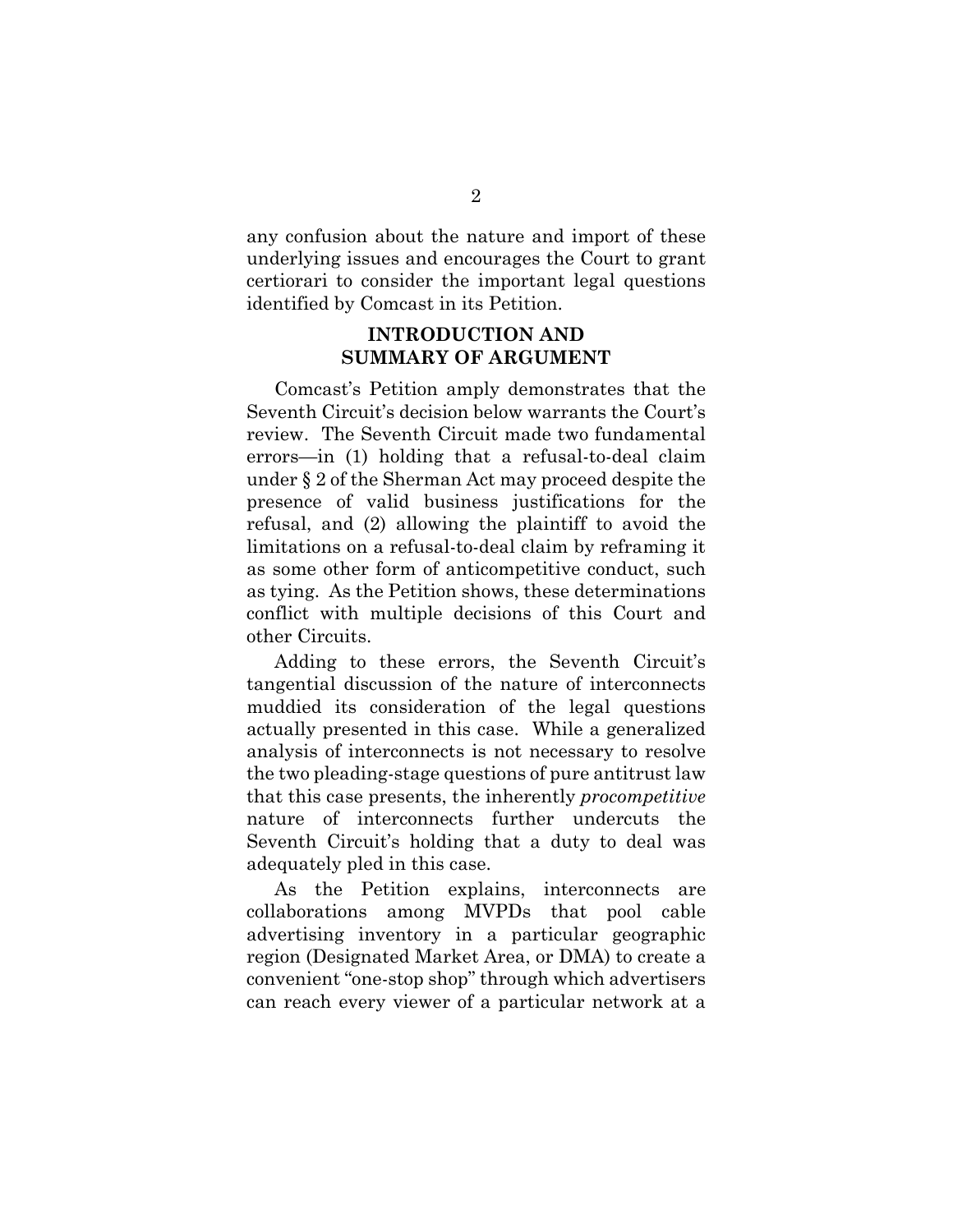any confusion about the nature and import of these underlying issues and encourages the Court to grant certiorari to consider the important legal questions identified by Comcast in its Petition.

## INTRODUCTION AND SUMMARY OF ARGUMENT

Comcast's Petition amply demonstrates that the Seventh Circuit's decision below warrants the Court's review. The Seventh Circuit made two fundamental errors—in (1) holding that a refusal-to-deal claim under § 2 of the Sherman Act may proceed despite the presence of valid business justifications for the refusal, and (2) allowing the plaintiff to avoid the limitations on a refusal-to-deal claim by reframing it as some other form of anticompetitive conduct, such as tying. As the Petition shows, these determinations conflict with multiple decisions of this Court and other Circuits.

Adding to these errors, the Seventh Circuit's tangential discussion of the nature of interconnects muddied its consideration of the legal questions actually presented in this case. While a generalized analysis of interconnects is not necessary to resolve the two pleading-stage questions of pure antitrust law that this case presents, the inherently *procompetitive* nature of interconnects further undercuts the Seventh Circuit's holding that a duty to deal was adequately pled in this case.

As the Petition explains, interconnects are collaborations among MVPDs that pool cable advertising inventory in a particular geographic region (Designated Market Area, or DMA) to create a convenient "one-stop shop" through which advertisers can reach every viewer of a particular network at a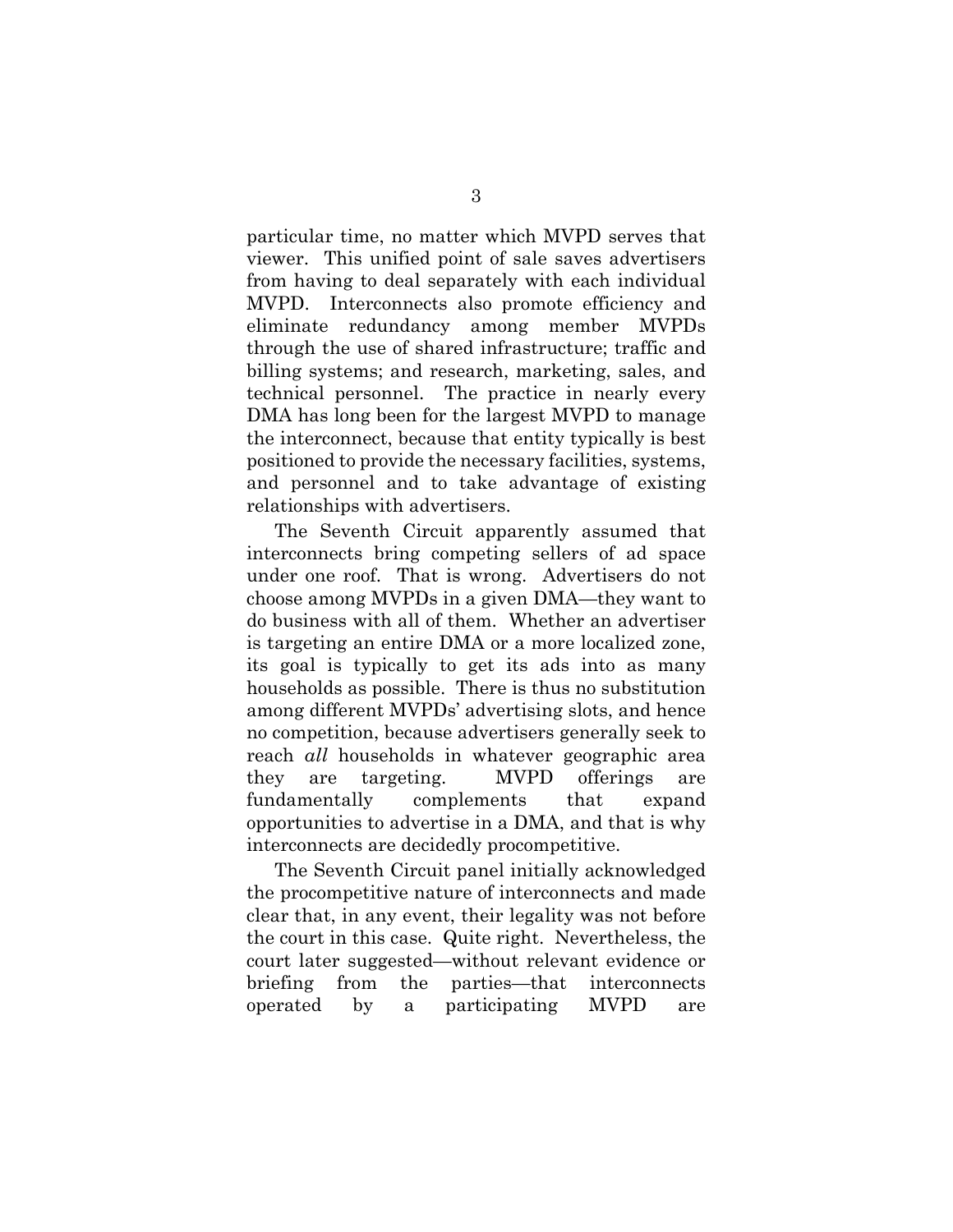particular time, no matter which MVPD serves that viewer. This unified point of sale saves advertisers from having to deal separately with each individual MVPD. Interconnects also promote efficiency and eliminate redundancy among member MVPDs through the use of shared infrastructure; traffic and billing systems; and research, marketing, sales, and technical personnel. The practice in nearly every DMA has long been for the largest MVPD to manage the interconnect, because that entity typically is best positioned to provide the necessary facilities, systems, and personnel and to take advantage of existing relationships with advertisers.

The Seventh Circuit apparently assumed that interconnects bring competing sellers of ad space under one roof. That is wrong. Advertisers do not choose among MVPDs in a given DMA—they want to do business with all of them. Whether an advertiser is targeting an entire DMA or a more localized zone, its goal is typically to get its ads into as many households as possible. There is thus no substitution among different MVPDs' advertising slots, and hence no competition, because advertisers generally seek to reach *all* households in whatever geographic area they are targeting. MVPD offerings are fundamentally complements that expand opportunities to advertise in a DMA, and that is why interconnects are decidedly procompetitive.

The Seventh Circuit panel initially acknowledged the procompetitive nature of interconnects and made clear that, in any event, their legality was not before the court in this case. Quite right. Nevertheless, the court later suggested—without relevant evidence or briefing from the parties—that interconnects operated by a participating MVPD are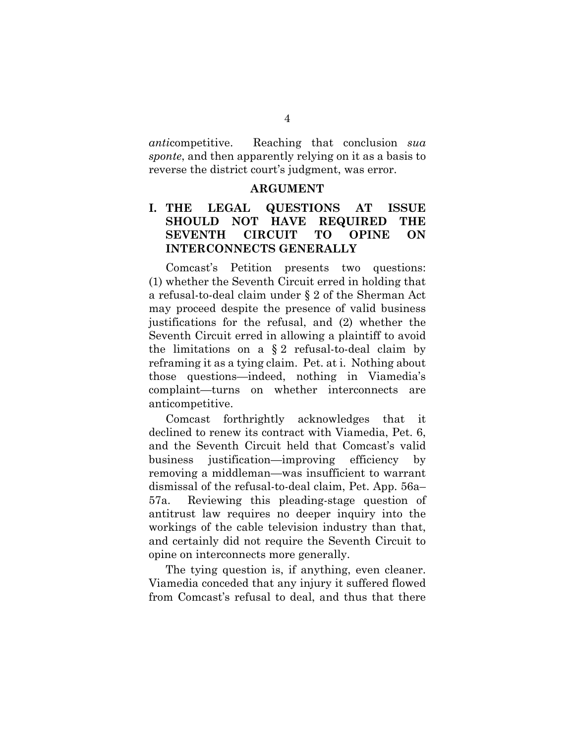*anti*competitive. Reaching that conclusion *sua sponte*, and then apparently relying on it as a basis to reverse the district court's judgment, was error.

## ARGUMENT

### I. THE LEGAL QUESTIONS AT ISSUE SHOULD NOT HAVE REQUIRED THE SEVENTH CIRCUIT TO OPINE ON INTERCONNECTS GENERALLY

Comcast's Petition presents two questions: (1) whether the Seventh Circuit erred in holding that a refusal-to-deal claim under § 2 of the Sherman Act may proceed despite the presence of valid business justifications for the refusal, and (2) whether the Seventh Circuit erred in allowing a plaintiff to avoid the limitations on a § 2 refusal-to-deal claim by reframing it as a tying claim. Pet. at i. Nothing about those questions—indeed, nothing in Viamedia's complaint—turns on whether interconnects are anticompetitive.

Comcast forthrightly acknowledges that it declined to renew its contract with Viamedia, Pet. 6, and the Seventh Circuit held that Comcast's valid business justification—improving efficiency by removing a middleman—was insufficient to warrant dismissal of the refusal-to-deal claim, Pet. App. 56a–57a. Reviewing this pleading-stage question of antitrust law requires no deeper inquiry into the workings of the cable television industry than that, and certainly did not require the Seventh Circuit to opine on interconnects more generally.

The tying question is, if anything, even cleaner. Viamedia conceded that any injury it suffered flowed from Comcast's refusal to deal, and thus that there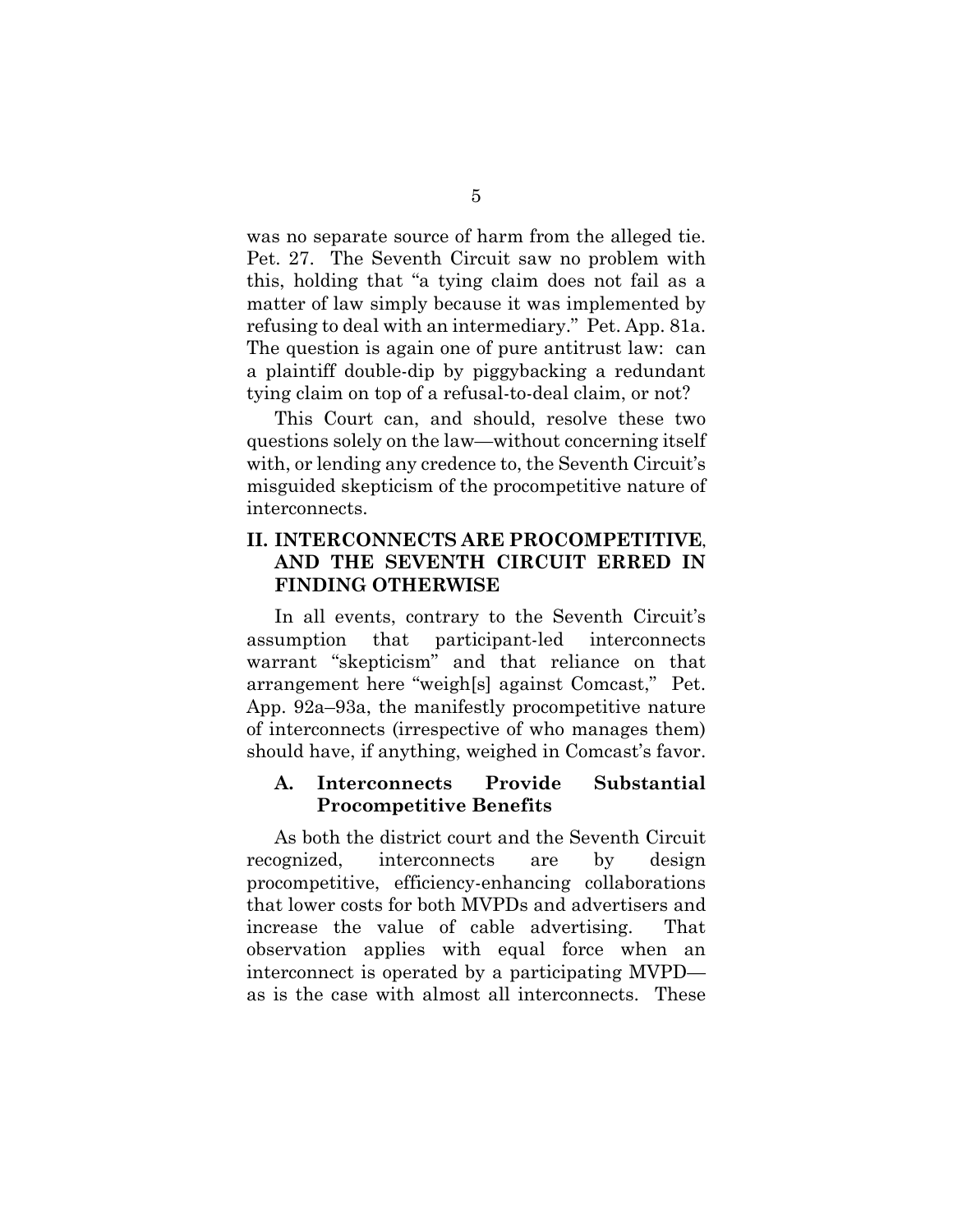was no separate source of harm from the alleged tie. Pet. 27. The Seventh Circuit saw no problem with this, holding that "a tying claim does not fail as a matter of law simply because it was implemented by refusing to deal with an intermediary." Pet. App. 81a. The question is again one of pure antitrust law: can a plaintiff double-dip by piggybacking a redundant tying claim on top of a refusal-to-deal claim, or not?

This Court can, and should, resolve these two questions solely on the law—without concerning itself with, or lending any credence to, the Seventh Circuit's misguided skepticism of the procompetitive nature of interconnects.

## II. INTERCONNECTS ARE PROCOMPETITIVE, AND THE SEVENTH CIRCUIT ERRED IN FINDING OTHERWISE

In all events, contrary to the Seventh Circuit's assumption that participant-led interconnects warrant "skepticism" and that reliance on that arrangement here "weigh[s] against Comcast," Pet. App. 92a–93a, the manifestly procompetitive nature of interconnects (irrespective of who manages them) should have, if anything, weighed in Comcast's favor.

### A. Interconnects Provide Substantial Procompetitive Benefits

As both the district court and the Seventh Circuit recognized, interconnects are by design procompetitive, efficiency-enhancing collaborations that lower costs for both MVPDs and advertisers and increase the value of cable advertising. That observation applies with equal force when an interconnect is operated by a participating MVPD—as is the case with almost all interconnects. These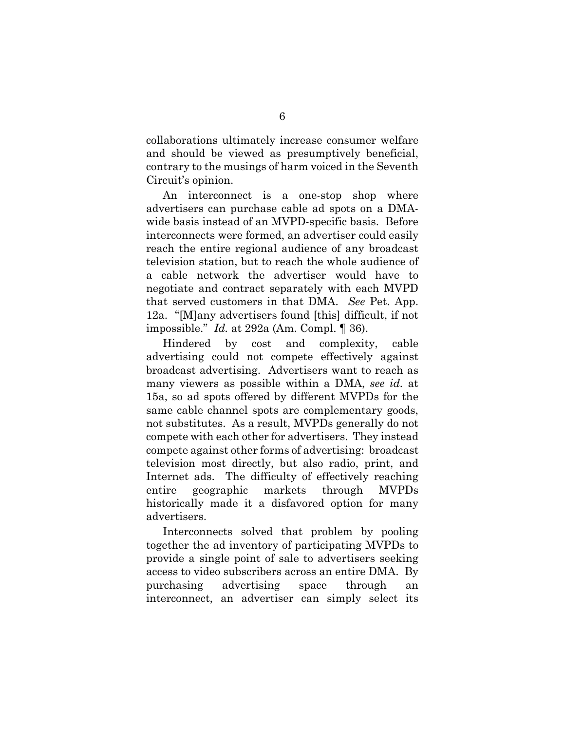collaborations ultimately increase consumer welfare and should be viewed as presumptively beneficial, contrary to the musings of harm voiced in the Seventh Circuit's opinion.

An interconnect is a one-stop shop where advertisers can purchase cable ad spots on a DMA-wide basis instead of an MVPD-specific basis. Before interconnects were formed, an advertiser could easily reach the entire regional audience of any broadcast television station, but to reach the whole audience of a cable network the advertiser would have to negotiate and contract separately with each MVPD that served customers in that DMA. *See* Pet. App. 12a. "[M]any advertisers found [this] difficult, if not impossible." *Id.* at 292a (Am. Compl. ¶ 36).

Hindered by cost and complexity, cable advertising could not compete effectively against broadcast advertising. Advertisers want to reach as many viewers as possible within a DMA, *see id.* at 15a, so ad spots offered by different MVPDs for the same cable channel spots are complementary goods, not substitutes. As a result, MVPDs generally do not compete with each other for advertisers. They instead compete against other forms of advertising: broadcast television most directly, but also radio, print, and Internet ads. The difficulty of effectively reaching entire geographic markets through MVPDs historically made it a disfavored option for many advertisers.

Interconnects solved that problem by pooling together the ad inventory of participating MVPDs to provide a single point of sale to advertisers seeking access to video subscribers across an entire DMA. By purchasing advertising space through an interconnect, an advertiser can simply select its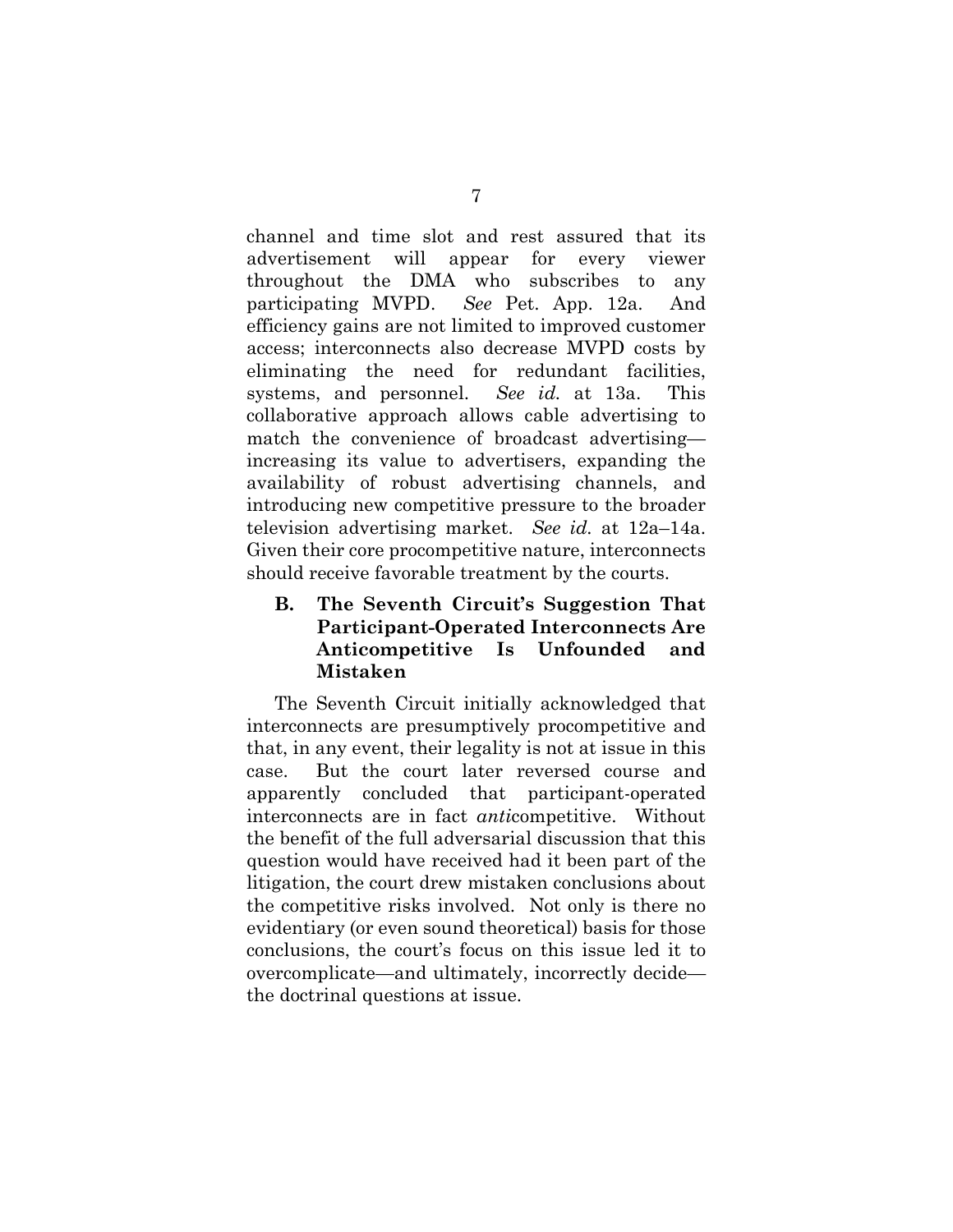channel and time slot and rest assured that its advertisement will appear for every viewer throughout the DMA who subscribes to any participating MVPD. *See* Pet. App. 12a. And efficiency gains are not limited to improved customer access; interconnects also decrease MVPD costs by eliminating the need for redundant facilities, systems, and personnel. *See id.* at 13a. This collaborative approach allows cable advertising to match the convenience of broadcast advertising—increasing its value to advertisers, expanding the availability of robust advertising channels, and introducing new competitive pressure to the broader television advertising market. *See id.* at 12a–14a. Given their core procompetitive nature, interconnects should receive favorable treatment by the courts.

### B. The Seventh Circuit's Suggestion That Participant-Operated Interconnects Are Anticompetitive Is Unfounded and Mistaken

The Seventh Circuit initially acknowledged that interconnects are presumptively procompetitive and that, in any event, their legality is not at issue in this case. But the court later reversed course and apparently concluded that participant-operated interconnects are in fact *anti*competitive. Without the benefit of the full adversarial discussion that this question would have received had it been part of the litigation, the court drew mistaken conclusions about the competitive risks involved. Not only is there no evidentiary (or even sound theoretical) basis for those conclusions, the court's focus on this issue led it to overcomplicate—and ultimately, incorrectly decide—the doctrinal questions at issue.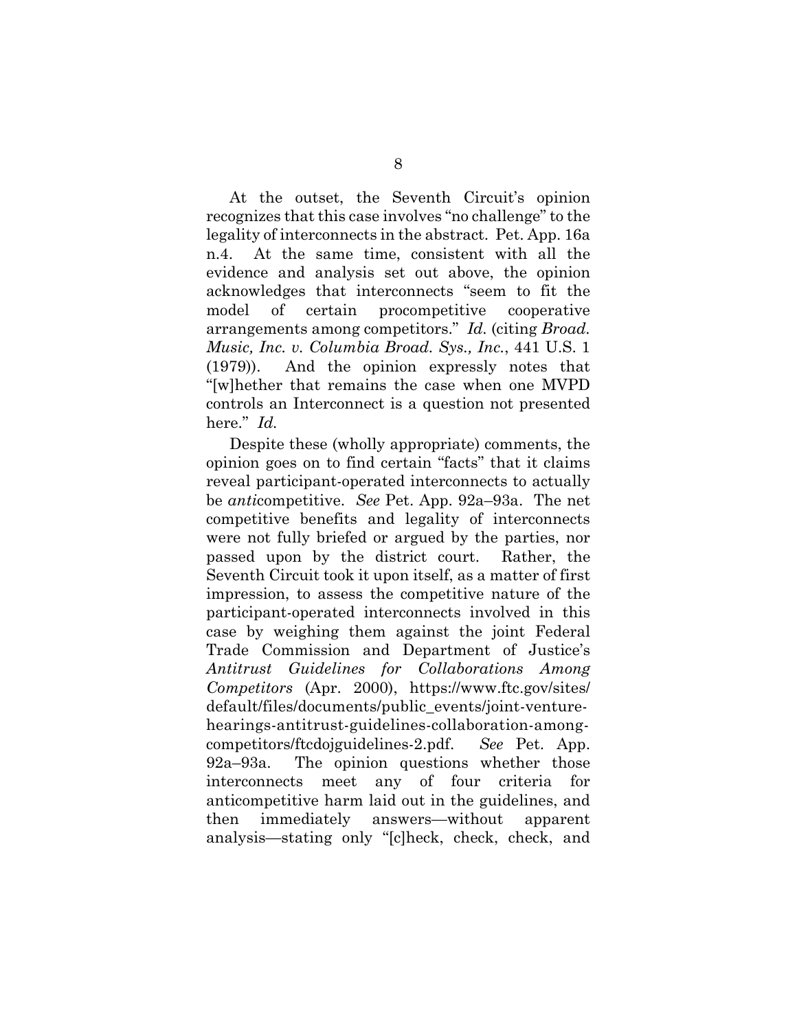At the outset, the Seventh Circuit's opinion recognizes that this case involves "no challenge" to the legality of interconnects in the abstract. Pet. App. 16a n.4. At the same time, consistent with all the evidence and analysis set out above, the opinion acknowledges that interconnects "seem to fit the model of certain procompetitive cooperative arrangements among competitors." *Id.* (citing *Broad. Music, Inc. v. Columbia Broad. Sys., Inc.*, 441 U.S. 1 (1979)). And the opinion expressly notes that "[w]hether that remains the case when one MVPD controls an Interconnect is a question not presented here." *Id.*

Despite these (wholly appropriate) comments, the opinion goes on to find certain "facts" that it claims reveal participant-operated interconnects to actually be *anti*competitive. *See* Pet. App. 92a–93a. The net competitive benefits and legality of interconnects were not fully briefed or argued by the parties, nor passed upon by the district court. Rather, the Seventh Circuit took it upon itself, as a matter of first impression, to assess the competitive nature of the participant-operated interconnects involved in this case by weighing them against the joint Federal Trade Commission and Department of Justice's *Antitrust Guidelines for Collaborations Among Competitors* (Apr. 2000), https://www.ftc.gov/sites/default/files/documents/public_events/joint-venture-hearings-antitrust-guidelines-collaboration-among-competitors/ftcdojguidelines-2.pdf. *See* Pet. App. 92a–93a. The opinion questions whether those interconnects meet any of four criteria for anticompetitive harm laid out in the guidelines, and then immediately answers—without apparent analysis—stating only "[c]heck, check, check, and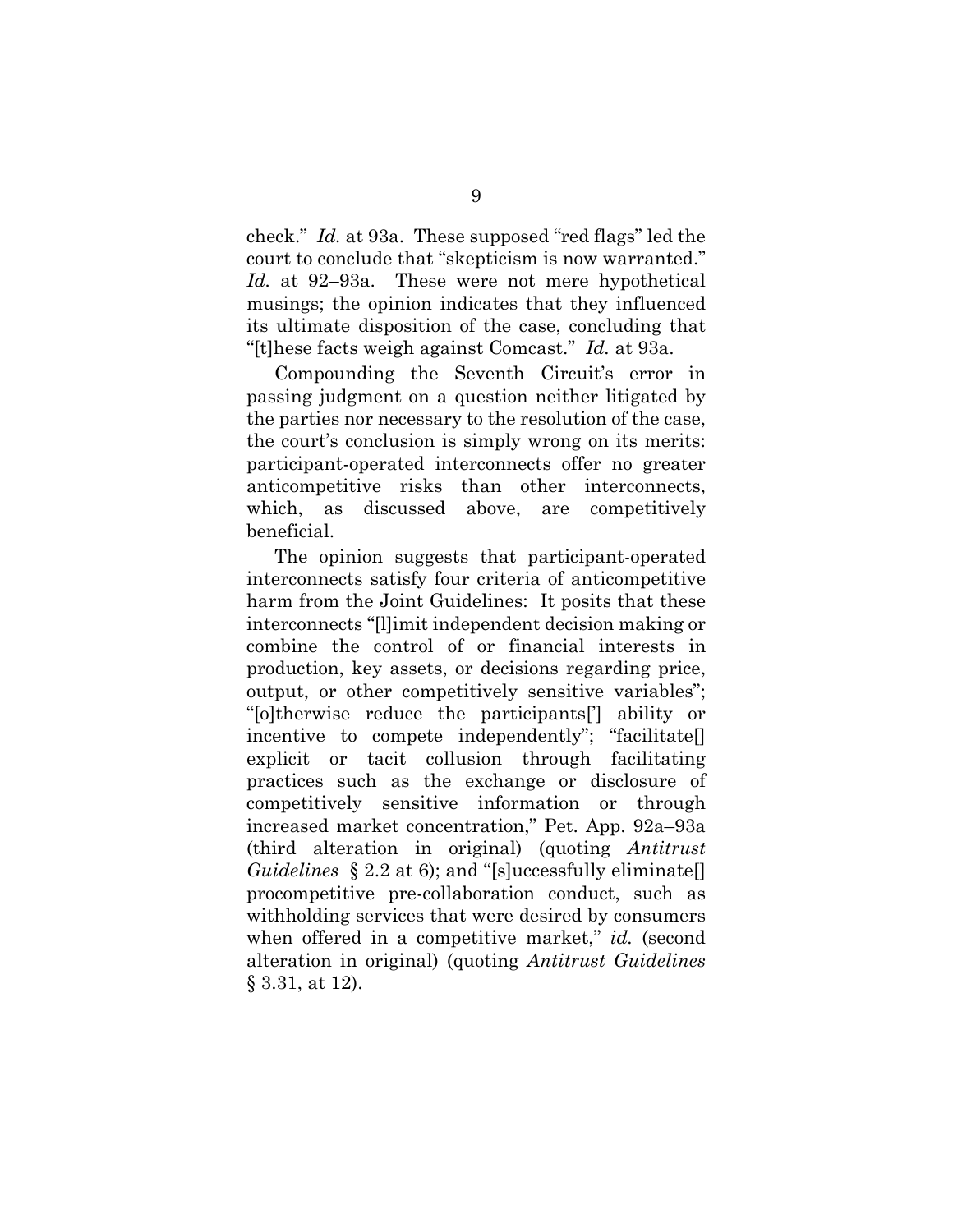check." *Id.* at 93a. These supposed "red flags" led the court to conclude that "skepticism is now warranted." *Id.* at 92–93a. These were not mere hypothetical musings; the opinion indicates that they influenced its ultimate disposition of the case, concluding that "[t]hese facts weigh against Comcast." *Id.* at 93a.

Compounding the Seventh Circuit's error in passing judgment on a question neither litigated by the parties nor necessary to the resolution of the case, the court's conclusion is simply wrong on its merits: participant-operated interconnects offer no greater anticompetitive risks than other interconnects, which, as discussed above, are competitively beneficial.

The opinion suggests that participant-operated interconnects satisfy four criteria of anticompetitive harm from the Joint Guidelines: It posits that these interconnects "[l]imit independent decision making or combine the control of or financial interests in production, key assets, or decisions regarding price, output, or other competitively sensitive variables"; "[o]therwise reduce the participants['] ability or incentive to compete independently"; "facilitate[] explicit or tacit collusion through facilitating practices such as the exchange or disclosure of competitively sensitive information or through increased market concentration," Pet. App. 92a–93a (third alteration in original) (quoting *Antitrust Guidelines* § 2.2 at 6); and "[s]uccessfully eliminate[] procompetitive pre-collaboration conduct, such as withholding services that were desired by consumers when offered in a competitive market," *id.* (second alteration in original) (quoting *Antitrust Guidelines* § 3.31, at 12).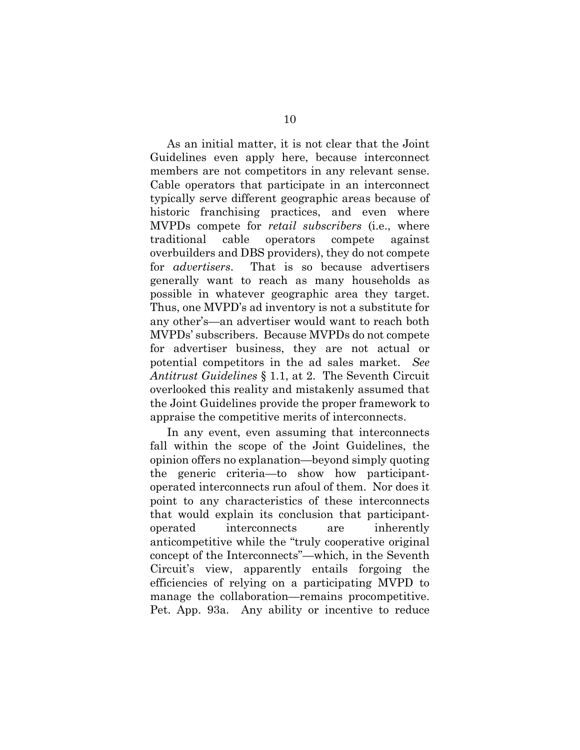As an initial matter, it is not clear that the Joint Guidelines even apply here, because interconnect members are not competitors in any relevant sense. Cable operators that participate in an interconnect typically serve different geographic areas because of historic franchising practices, and even where MVPDs compete for *retail subscribers* (i.e., where traditional cable operators compete against overbuilders and DBS providers), they do not compete for *advertisers*. That is so because advertisers generally want to reach as many households as possible in whatever geographic area they target. Thus, one MVPD's ad inventory is not a substitute for any other's—an advertiser would want to reach both MVPDs' subscribers. Because MVPDs do not compete for advertiser business, they are not actual or potential competitors in the ad sales market. *See Antitrust Guidelines* § 1.1, at 2. The Seventh Circuit overlooked this reality and mistakenly assumed that the Joint Guidelines provide the proper framework to appraise the competitive merits of interconnects.

In any event, even assuming that interconnects fall within the scope of the Joint Guidelines, the opinion offers no explanation—beyond simply quoting the generic criteria—to show how participant-operated interconnects run afoul of them. Nor does it point to any characteristics of these interconnects that would explain its conclusion that participant-operated interconnects are inherently anticompetitive while the "truly cooperative original concept of the Interconnects"—which, in the Seventh Circuit's view, apparently entails forgoing the efficiencies of relying on a participating MVPD to manage the collaboration—remains procompetitive. Pet. App. 93a. Any ability or incentive to reduce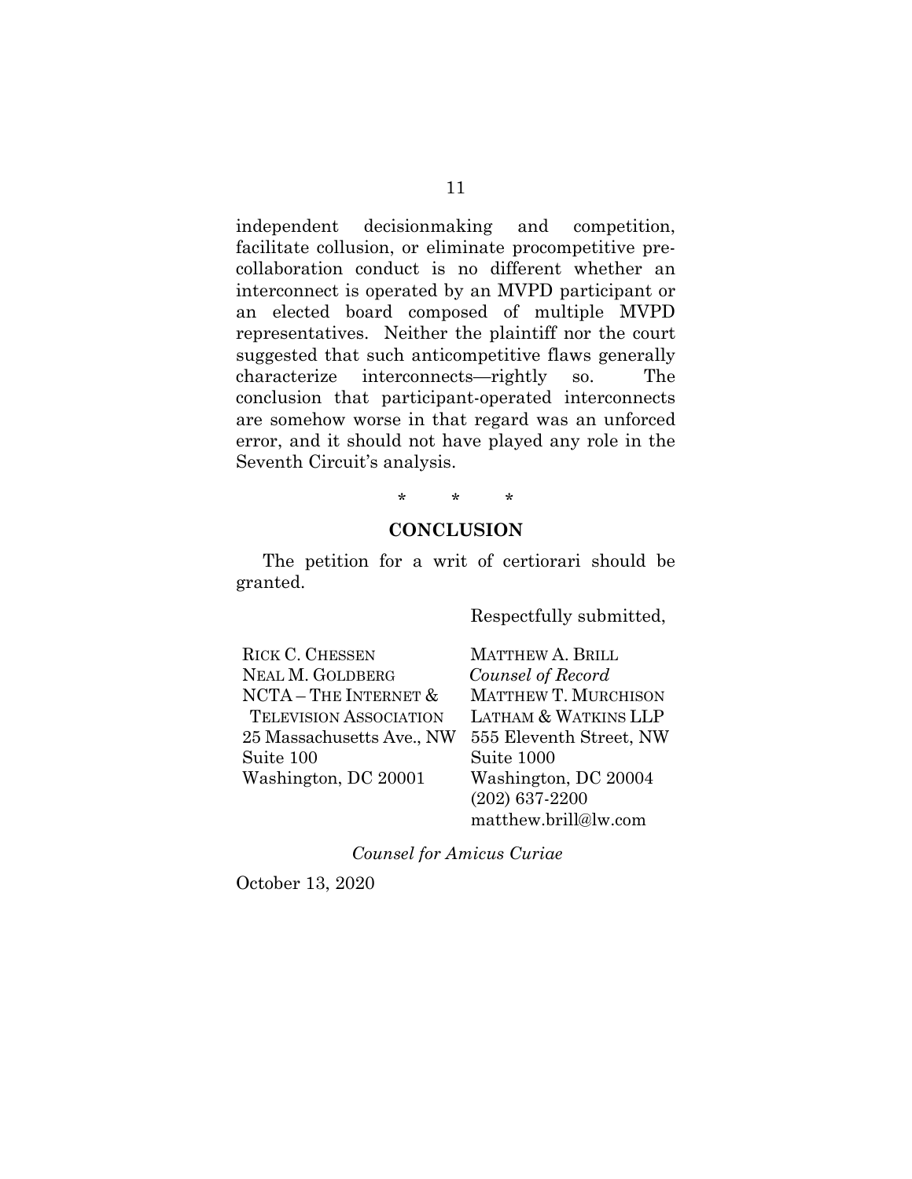independent decisionmaking and competition, facilitate collusion, or eliminate procompetitive pre-collaboration conduct is no different whether an interconnect is operated by an MVPD participant or an elected board composed of multiple MVPD representatives. Neither the plaintiff nor the court suggested that such anticompetitive flaws generally characterize interconnects—rightly so. The conclusion that participant-operated interconnects are somehow worse in that regard was an unforced error, and it should not have played any role in the Seventh Circuit's analysis.

\* \* \*

## CONCLUSION

The petition for a writ of certiorari should be granted.

Respectfully submitted,

RICK C. CHESSEN
NEAL M. GOLDBERG
NCTA – THE INTERNET & TELEVISION ASSOCIATION
25 Massachusetts Ave., NW
Suite 100
Washington, DC 20001

MATTHEW A. BRILL
*Counsel of Record*
MATTHEW T. MURCHISON
LATHAM & WATKINS LLP
555 Eleventh Street, NW
Suite 1000
Washington, DC 20004
(202) 637-2200
matthew.brill@lw.com

*Counsel for Amicus Curiae*

October 13, 2020